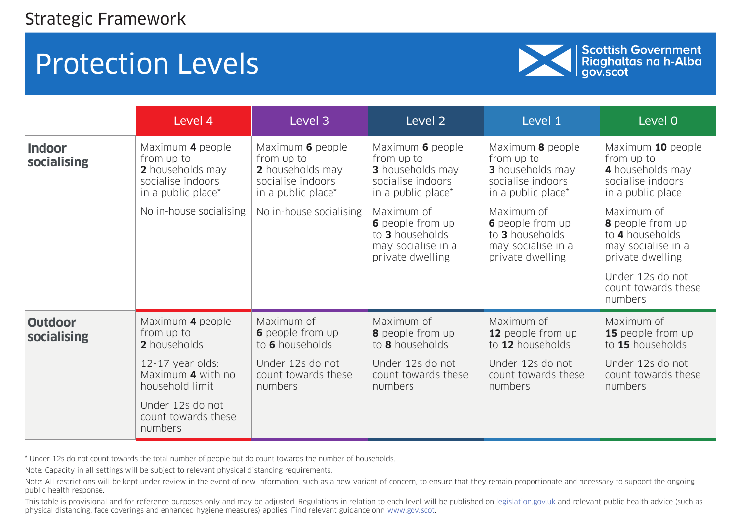Strategic Framework

# Protection Levels

Scottish Government
Riaghaltas na h-Alba
gov.scot

| | Level 4 | Level 3 | Level 2 | Level 1 | Level 0 |
|---|---|---|---|---|---|
| **Indoor socialising** | Maximum **4** people from up to **2** households may socialise indoors in a public place*<br><br>No in-house socialising | Maximum **6** people from up to **2** households may socialise indoors in a public place*<br><br>No in-house socialising | Maximum **6** people from up to **3** households may socialise indoors in a public place*<br><br>Maximum of **6** people from up to **3** households may socialise in a private dwelling | Maximum **8** people from up to **3** households may socialise indoors in a public place*<br><br>Maximum of **6** people from up to **3** households may socialise in a private dwelling | Maximum **10** people from up to **4** households may socialise indoors in a public place<br><br>Maximum of **8** people from up to **4** households may socialise in a private dwelling<br><br>Under 12s do not count towards these numbers |
| **Outdoor socialising** | Maximum **4** people from up to **2** households<br><br>12-17 year olds: Maximum **4** with no household limit<br><br>Under 12s do not count towards these numbers | Maximum of **6** people from up to **6** households<br><br>Under 12s do not count towards these numbers | Maximum of **8** people from up to **8** households<br><br>Under 12s do not count towards these numbers | Maximum of **12** people from up to **12** households<br><br>Under 12s do not count towards these numbers | Maximum of **15** people from up to **15** households<br><br>Under 12s do not count towards these numbers |

\* Under 12s do not count towards the total number of people but do count towards the number of households.

Note: Capacity in all settings will be subject to relevant physical distancing requirements.

Note: All restrictions will be kept under review in the event of new information, such as a new variant of concern, to ensure that they remain proportionate and necessary to support the ongoing public health response.

This table is provisional and for reference purposes only and may be adjusted. Regulations in relation to each level will be published on legislation.gov.uk and relevant public health advice (such as physical distancing, face coverings and enhanced hygiene measures) applies. Find relevant guidance onn www.gov.scot.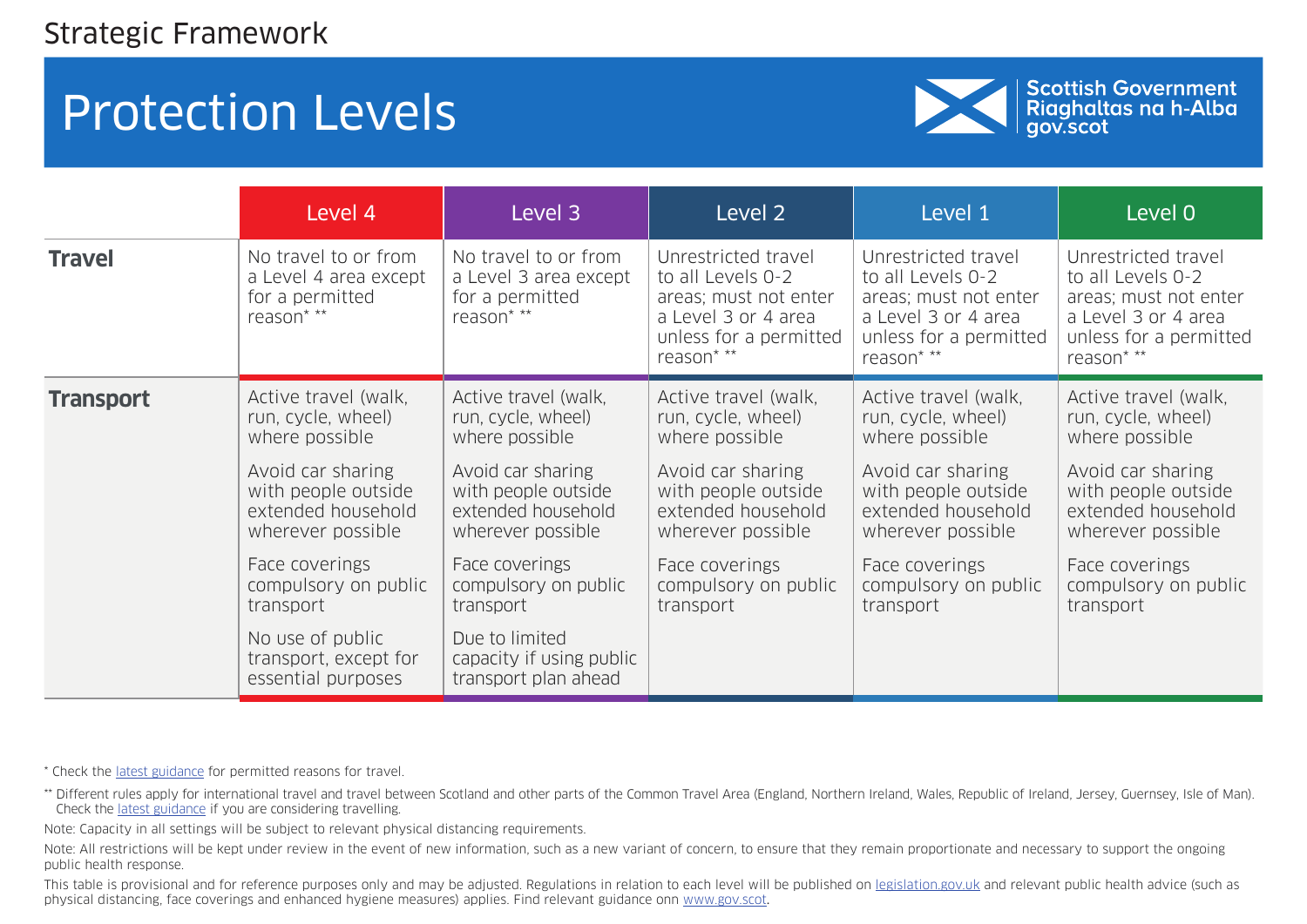Strategic Framework

# Protection Levels

Scottish Government
Riaghaltas na h-Alba
gov.scot

| | Level 4 | Level 3 | Level 2 | Level 1 | Level 0 |
|---|---|---|---|---|---|
| **Travel** | No travel to or from a Level 4 area except for a permitted reason* ** | No travel to or from a Level 3 area except for a permitted reason* ** | Unrestricted travel to all Levels 0-2 areas; must not enter a Level 3 or 4 area unless for a permitted reason* ** | Unrestricted travel to all Levels 0-2 areas; must not enter a Level 3 or 4 area unless for a permitted reason* ** | Unrestricted travel to all Levels 0-2 areas; must not enter a Level 3 or 4 area unless for a permitted reason* ** |
| **Transport** | Active travel (walk, run, cycle, wheel) where possible<br><br>Avoid car sharing with people outside extended household wherever possible<br><br>Face coverings compulsory on public transport<br><br>No use of public transport, except for essential purposes | Active travel (walk, run, cycle, wheel) where possible<br><br>Avoid car sharing with people outside extended household wherever possible<br><br>Face coverings compulsory on public transport<br><br>Due to limited capacity if using public transport plan ahead | Active travel (walk, run, cycle, wheel) where possible<br><br>Avoid car sharing with people outside extended household wherever possible<br><br>Face coverings compulsory on public transport | Active travel (walk, run, cycle, wheel) where possible<br><br>Avoid car sharing with people outside extended household wherever possible<br><br>Face coverings compulsory on public transport | Active travel (walk, run, cycle, wheel) where possible<br><br>Avoid car sharing with people outside extended household wherever possible<br><br>Face coverings compulsory on public transport |

\* Check the latest guidance for permitted reasons for travel.

\*\* Different rules apply for international travel and travel between Scotland and other parts of the Common Travel Area (England, Northern Ireland, Wales, Republic of Ireland, Jersey, Guernsey, Isle of Man). Check the latest guidance if you are considering travelling.

Note: Capacity in all settings will be subject to relevant physical distancing requirements.

Note: All restrictions will be kept under review in the event of new information, such as a new variant of concern, to ensure that they remain proportionate and necessary to support the ongoing public health response.

This table is provisional and for reference purposes only and may be adjusted. Regulations in relation to each level will be published on legislation.gov.uk and relevant public health advice (such as physical distancing, face coverings and enhanced hygiene measures) applies. Find relevant guidance onn www.gov.scot.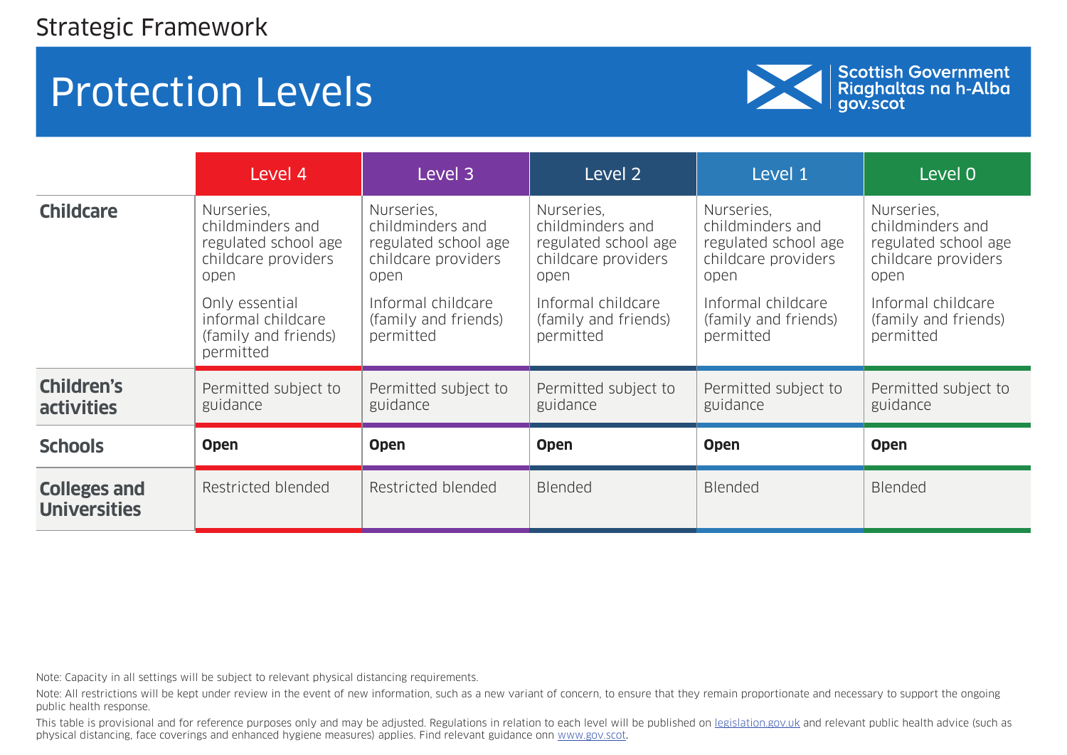Strategic Framework

# Protection Levels

Scottish Government
Riaghaltas na h-Alba
gov.scot

| | Level 4 | Level 3 | Level 2 | Level 1 | Level 0 |
|---|---|---|---|---|---|
| **Childcare** | Nurseries, childminders and regulated school age childcare providers open<br><br>Only essential informal childcare (family and friends) permitted | Nurseries, childminders and regulated school age childcare providers open<br><br>Informal childcare (family and friends) permitted | Nurseries, childminders and regulated school age childcare providers open<br><br>Informal childcare (family and friends) permitted | Nurseries, childminders and regulated school age childcare providers open<br><br>Informal childcare (family and friends) permitted | Nurseries, childminders and regulated school age childcare providers open<br><br>Informal childcare (family and friends) permitted |
| **Children's activities** | Permitted subject to guidance | Permitted subject to guidance | Permitted subject to guidance | Permitted subject to guidance | Permitted subject to guidance |
| **Schools** | **Open** | **Open** | **Open** | **Open** | **Open** |
| **Colleges and Universities** | Restricted blended | Restricted blended | Blended | Blended | Blended |

Note: Capacity in all settings will be subject to relevant physical distancing requirements.

Note: All restrictions will be kept under review in the event of new information, such as a new variant of concern, to ensure that they remain proportionate and necessary to support the ongoing public health response.

This table is provisional and for reference purposes only and may be adjusted. Regulations in relation to each level will be published on legislation.gov.uk and relevant public health advice (such as physical distancing, face coverings and enhanced hygiene measures) applies. Find relevant guidance onn www.gov.scot.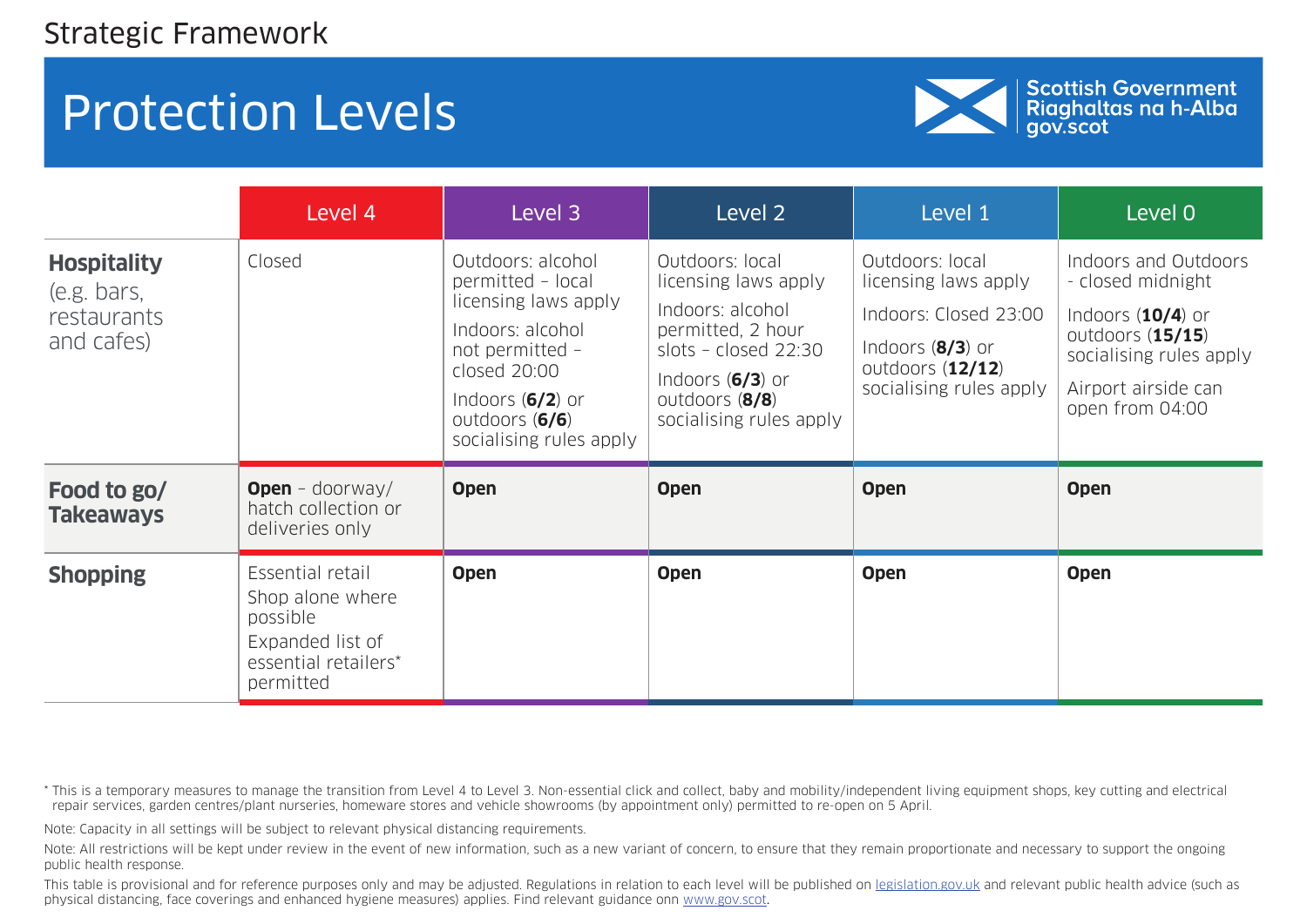Strategic Framework

# Protection Levels

Scottish Government
Riaghaltas na h-Alba
gov.scot

| | Level 4 | Level 3 | Level 2 | Level 1 | Level 0 |
|---|---|---|---|---|---|
| **Hospitality** (e.g. bars, restaurants and cafes) | Closed | Outdoors: alcohol permitted – local licensing laws apply<br><br>Indoors: alcohol not permitted – closed 20:00<br><br>Indoors (**6/2**) or outdoors (**6/6**) socialising rules apply | Outdoors: local licensing laws apply<br><br>Indoors: alcohol permitted, 2 hour slots – closed 22:30<br><br>Indoors (**6/3**) or outdoors (**8/8**) socialising rules apply | Outdoors: local licensing laws apply<br><br>Indoors: Closed 23:00<br><br>Indoors (**8/3**) or outdoors (**12/12**) socialising rules apply | Indoors and Outdoors - closed midnight<br><br>Indoors (**10/4**) or outdoors (**15/15**) socialising rules apply<br><br>Airport airside can open from 04:00 |
| **Food to go/ Takeaways** | **Open** – doorway/ hatch collection or deliveries only | **Open** | **Open** | **Open** | **Open** |
| **Shopping** | Essential retail<br><br>Shop alone where possible<br><br>Expanded list of essential retailers* permitted | **Open** | **Open** | **Open** | **Open** |

* This is a temporary measures to manage the transition from Level 4 to Level 3. Non-essential click and collect, baby and mobility/independent living equipment shops, key cutting and electrical repair services, garden centres/plant nurseries, homeware stores and vehicle showrooms (by appointment only) permitted to re-open on 5 April.

Note: Capacity in all settings will be subject to relevant physical distancing requirements.

Note: All restrictions will be kept under review in the event of new information, such as a new variant of concern, to ensure that they remain proportionate and necessary to support the ongoing public health response.

This table is provisional and for reference purposes only and may be adjusted. Regulations in relation to each level will be published on legislation.gov.uk and relevant public health advice (such as physical distancing, face coverings and enhanced hygiene measures) applies. Find relevant guidance onn www.gov.scot.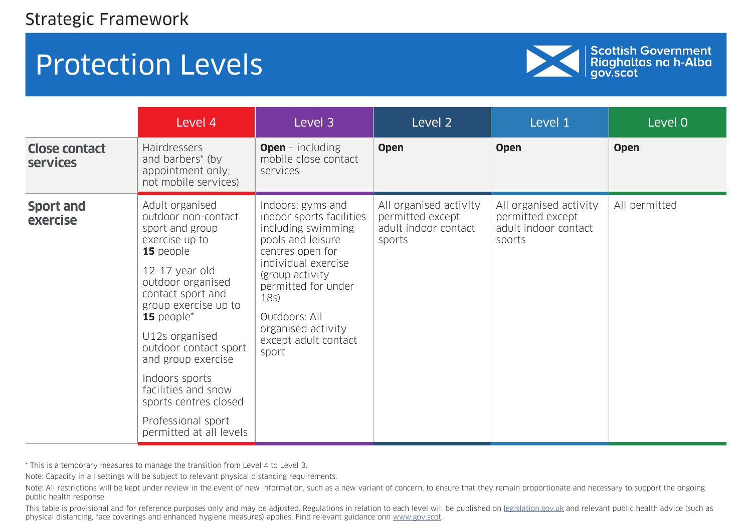Strategic Framework

# Protection Levels

Scottish Government
Riaghaltas na h-Alba
gov.scot

| | Level 4 | Level 3 | Level 2 | Level 1 | Level 0 |
|---|---|---|---|---|---|
| **Close contact services** | Hairdressers and barbers* (by appointment only; not mobile services) | **Open** – including mobile close contact services | **Open** | **Open** | **Open** |
| **Sport and exercise** | Adult organised outdoor non-contact sport and group exercise up to **15** people<br><br>12-17 year old outdoor organised contact sport and group exercise up to **15** people*<br><br>U12s organised outdoor contact sport and group exercise<br><br>Indoors sports facilities and snow sports centres closed<br><br>Professional sport permitted at all levels | Indoors: gyms and indoor sports facilities including swimming pools and leisure centres open for individual exercise (group activity permitted for under 18s)<br><br>Outdoors: All organised activity except adult contact sport | All organised activity permitted except adult indoor contact sports | All organised activity permitted except adult indoor contact sports | All permitted |

* This is a temporary measures to manage the transition from Level 4 to Level 3.

Note: Capacity in all settings will be subject to relevant physical distancing requirements.

Note: All restrictions will be kept under review in the event of new information, such as a new variant of concern, to ensure that they remain proportionate and necessary to support the ongoing public health response.

This table is provisional and for reference purposes only and may be adjusted. Regulations in relation to each level will be published on legislation.gov.uk and relevant public health advice (such as physical distancing, face coverings and enhanced hygiene measures) applies. Find relevant guidance onn www.gov.scot.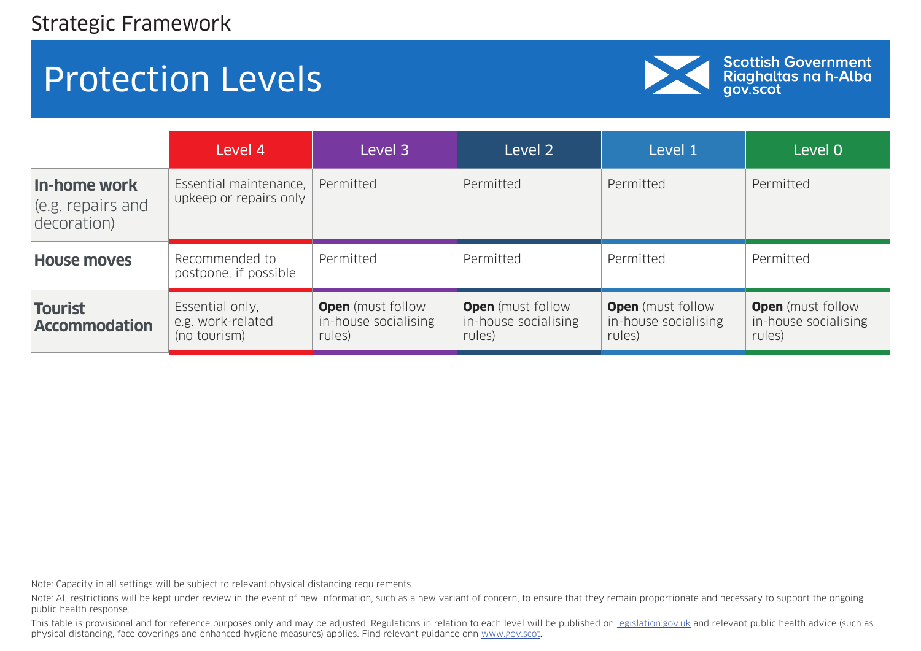Strategic Framework

# Protection Levels

Scottish Government
Riaghaltas na h-Alba
gov.scot

| | Level 4 | Level 3 | Level 2 | Level 1 | Level 0 |
|---|---|---|---|---|---|
| **In-home work** (e.g. repairs and decoration) | Essential maintenance, upkeep or repairs only | Permitted | Permitted | Permitted | Permitted |
| **House moves** | Recommended to postpone, if possible | Permitted | Permitted | Permitted | Permitted |
| **Tourist Accommodation** | Essential only, e.g. work-related (no tourism) | **Open** (must follow in-house socialising rules) | **Open** (must follow in-house socialising rules) | **Open** (must follow in-house socialising rules) | **Open** (must follow in-house socialising rules) |

Note: Capacity in all settings will be subject to relevant physical distancing requirements.

Note: All restrictions will be kept under review in the event of new information, such as a new variant of concern, to ensure that they remain proportionate and necessary to support the ongoing public health response.

This table is provisional and for reference purposes only and may be adjusted. Regulations in relation to each level will be published on legislation.gov.uk and relevant public health advice (such as physical distancing, face coverings and enhanced hygiene measures) applies. Find relevant guidance onn www.gov.scot.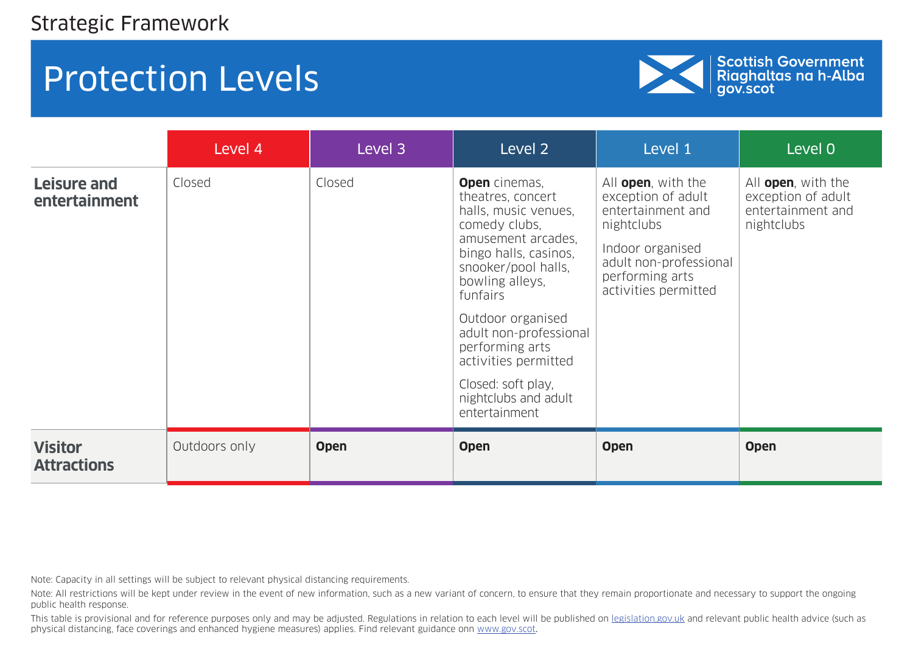Strategic Framework

# Protection Levels

Scottish Government
Riaghaltas na h-Alba
gov.scot

| | Level 4 | Level 3 | Level 2 | Level 1 | Level 0 |
|---|---|---|---|---|---|
| **Leisure and entertainment** | Closed | Closed | **Open** cinemas, theatres, concert halls, music venues, comedy clubs, amusement arcades, bingo halls, casinos, snooker/pool halls, bowling alleys, funfairs<br><br>Outdoor organised adult non-professional performing arts activities permitted<br><br>Closed: soft play, nightclubs and adult entertainment | All **open**, with the exception of adult entertainment and nightclubs<br><br>Indoor organised adult non-professional performing arts activities permitted | All **open**, with the exception of adult entertainment and nightclubs |
| **Visitor Attractions** | Outdoors only | **Open** | **Open** | **Open** | **Open** |

Note: Capacity in all settings will be subject to relevant physical distancing requirements.

Note: All restrictions will be kept under review in the event of new information, such as a new variant of concern, to ensure that they remain proportionate and necessary to support the ongoing public health response.

This table is provisional and for reference purposes only and may be adjusted. Regulations in relation to each level will be published on legislation.gov.uk and relevant public health advice (such as physical distancing, face coverings and enhanced hygiene measures) applies. Find relevant guidance onn www.gov.scot.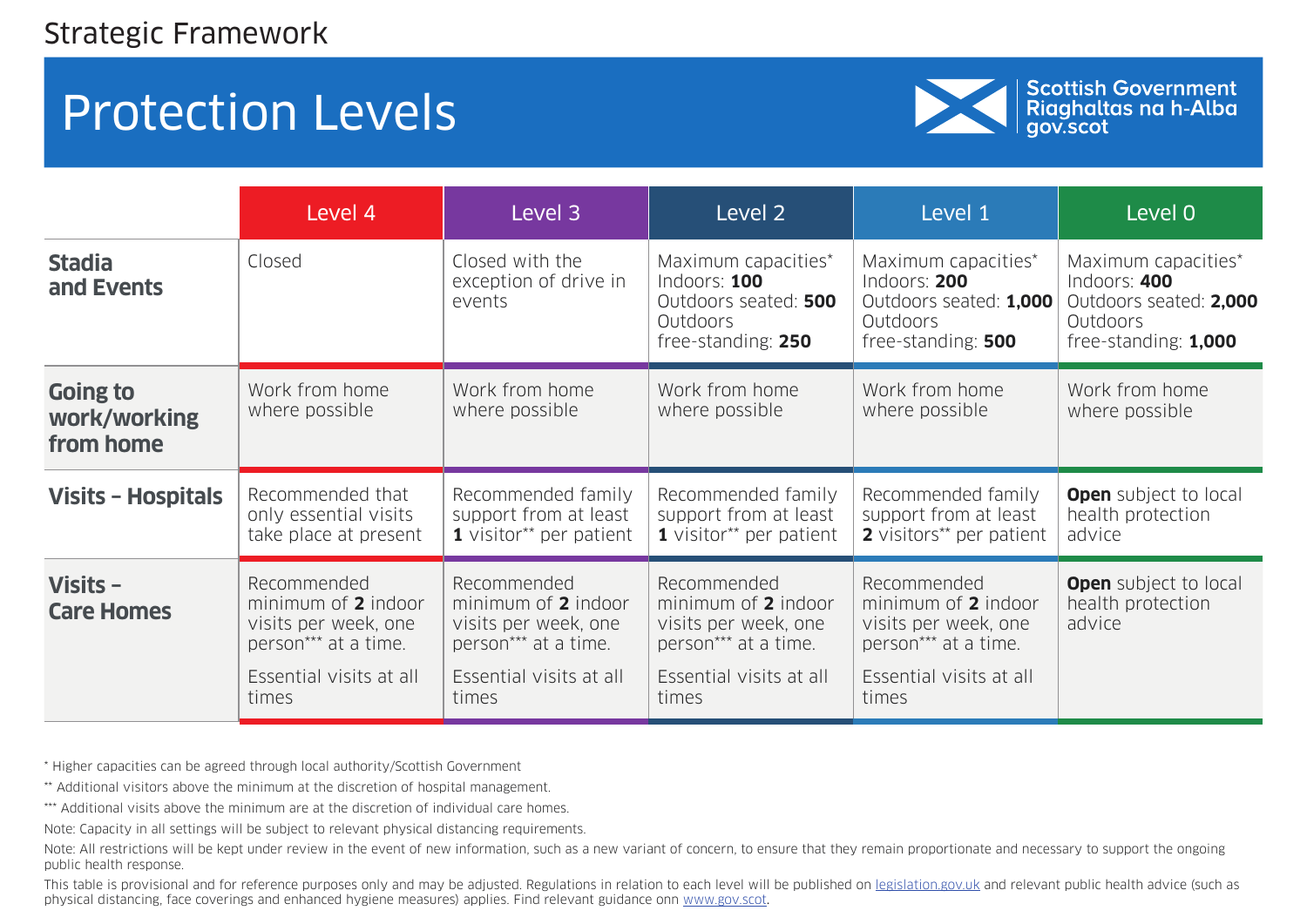Strategic Framework

# Protection Levels

Scottish Government
Riaghaltas na h-Alba
gov.scot

| | Level 4 | Level 3 | Level 2 | Level 1 | Level 0 |
|---|---|---|---|---|---|
| **Stadia and Events** | Closed | Closed with the exception of drive in events | Maximum capacities* Indoors: **100** Outdoors seated: **500** Outdoors free-standing: **250** | Maximum capacities* Indoors: **200** Outdoors seated: **1,000** Outdoors free-standing: **500** | Maximum capacities* Indoors: **400** Outdoors seated: **2,000** Outdoors free-standing: **1,000** |
| **Going to work/working from home** | Work from home where possible | Work from home where possible | Work from home where possible | Work from home where possible | Work from home where possible |
| **Visits – Hospitals** | Recommended that only essential visits take place at present | Recommended family support from at least **1** visitor** per patient | Recommended family support from at least **1** visitor** per patient | Recommended family support from at least **2** visitors** per patient | **Open** subject to local health protection advice |
| **Visits – Care Homes** | Recommended minimum of **2** indoor visits per week, one person*** at a time. Essential visits at all times | Recommended minimum of **2** indoor visits per week, one person*** at a time. Essential visits at all times | Recommended minimum of **2** indoor visits per week, one person*** at a time. Essential visits at all times | Recommended minimum of **2** indoor visits per week, one person*** at a time. Essential visits at all times | **Open** subject to local health protection advice |

* Higher capacities can be agreed through local authority/Scottish Government

** Additional visitors above the minimum at the discretion of hospital management.

*** Additional visits above the minimum are at the discretion of individual care homes.

Note: Capacity in all settings will be subject to relevant physical distancing requirements.

Note: All restrictions will be kept under review in the event of new information, such as a new variant of concern, to ensure that they remain proportionate and necessary to support the ongoing public health response.

This table is provisional and for reference purposes only and may be adjusted. Regulations in relation to each level will be published on legislation.gov.uk and relevant public health advice (such as physical distancing, face coverings and enhanced hygiene measures) applies. Find relevant guidance onn www.gov.scot.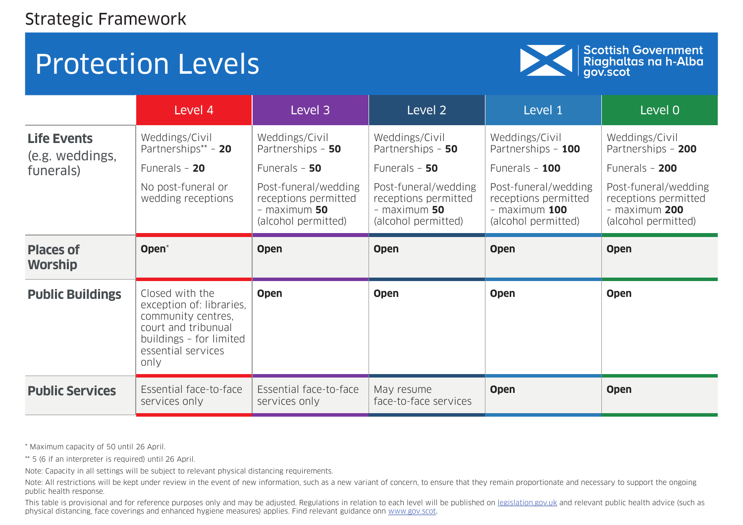Strategic Framework

# Protection Levels

Scottish Government
Riaghaltas na h-Alba
gov.scot

| | Level 4 | Level 3 | Level 2 | Level 1 | Level 0 |
|---|---|---|---|---|---|
| **Life Events** (e.g. weddings, funerals) | Weddings/Civil Partnerships** – **20**<br>Funerals – **20**<br>No post-funeral or wedding receptions | Weddings/Civil Partnerships – **50**<br>Funerals – **50**<br>Post-funeral/wedding receptions permitted – maximum **50** (alcohol permitted) | Weddings/Civil Partnerships – **50**<br>Funerals – **50**<br>Post-funeral/wedding receptions permitted – maximum **50** (alcohol permitted) | Weddings/Civil Partnerships – **100**<br>Funerals – **100**<br>Post-funeral/wedding receptions permitted – maximum **100** (alcohol permitted) | Weddings/Civil Partnerships – **200**<br>Funerals – **200**<br>Post-funeral/wedding receptions permitted – maximum **200** (alcohol permitted) |
| **Places of Worship** | **Open*** | **Open** | **Open** | **Open** | **Open** |
| **Public Buildings** | Closed with the exception of: libraries, community centres, court and tribunual buildings – for limited essential services only | **Open** | **Open** | **Open** | **Open** |
| **Public Services** | Essential face-to-face services only | Essential face-to-face services only | May resume face-to-face services | **Open** | **Open** |

* Maximum capacity of 50 until 26 April.

** 5 (6 if an interpreter is required) until 26 April.

Note: Capacity in all settings will be subject to relevant physical distancing requirements.

Note: All restrictions will be kept under review in the event of new information, such as a new variant of concern, to ensure that they remain proportionate and necessary to support the ongoing public health response.

This table is provisional and for reference purposes only and may be adjusted. Regulations in relation to each level will be published on legislation.gov.uk and relevant public health advice (such as physical distancing, face coverings and enhanced hygiene measures) applies. Find relevant guidance onn www.gov.scot.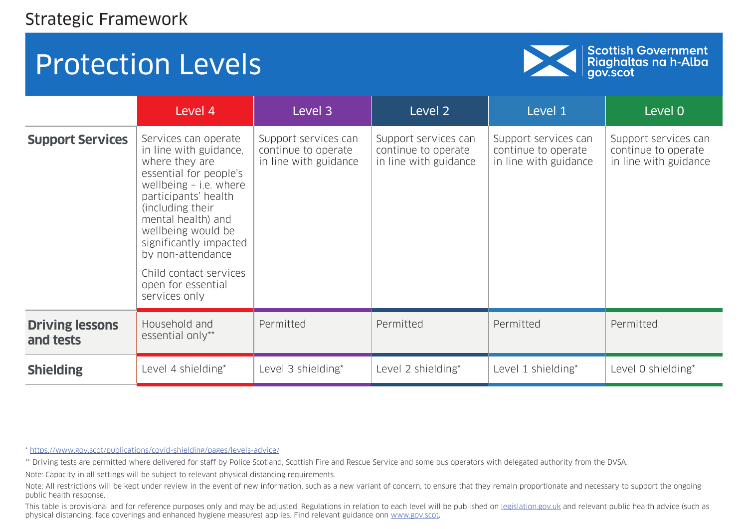Strategic Framework

# Protection Levels

Scottish Government
Riaghaltas na h-Alba
gov.scot

| | Level 4 | Level 3 | Level 2 | Level 1 | Level 0 |
|---|---|---|---|---|---|
| **Support Services** | Services can operate in line with guidance, where they are essential for people's wellbeing – i.e. where participants' health (including their mental health) and wellbeing would be significantly impacted by non-attendance<br><br>Child contact services open for essential services only | Support services can continue to operate in line with guidance | Support services can continue to operate in line with guidance | Support services can continue to operate in line with guidance | Support services can continue to operate in line with guidance |
| **Driving lessons and tests** | Household and essential only** | Permitted | Permitted | Permitted | Permitted |
| **Shielding** | Level 4 shielding* | Level 3 shielding* | Level 2 shielding* | Level 1 shielding* | Level 0 shielding* |

* https://www.gov.scot/publications/covid-shielding/pages/levels-advice/

** Driving tests are permitted where delivered for staff by Police Scotland, Scottish Fire and Rescue Service and some bus operators with delegated authority from the DVSA.

Note: Capacity in all settings will be subject to relevant physical distancing requirements.

Note: All restrictions will be kept under review in the event of new information, such as a new variant of concern, to ensure that they remain proportionate and necessary to support the ongoing public health response.

This table is provisional and for reference purposes only and may be adjusted. Regulations in relation to each level will be published on legislation.gov.uk and relevant public health advice (such as physical distancing, face coverings and enhanced hygiene measures) applies. Find relevant guidance onn www.gov.scot.